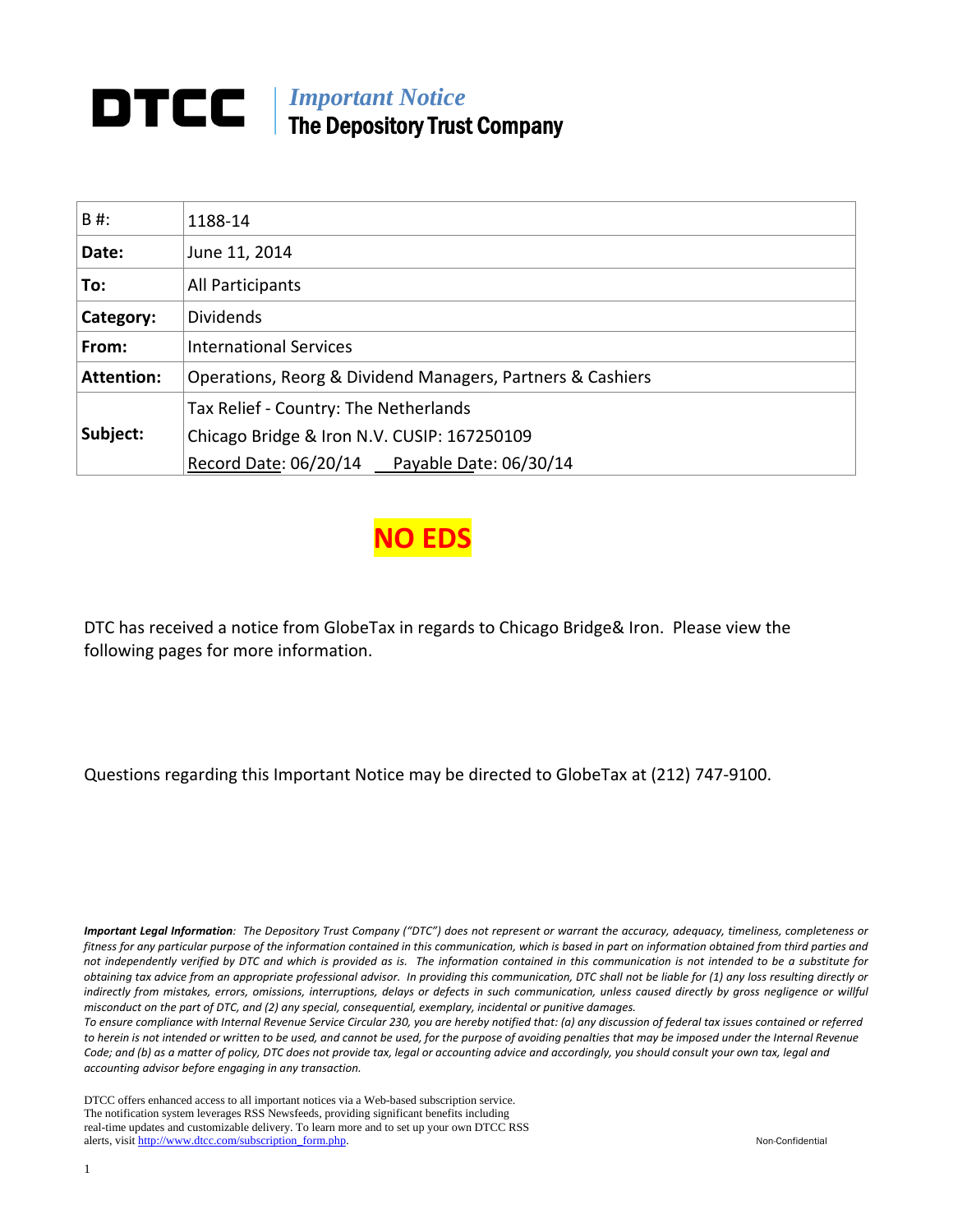# DTCC | *Important Notice*
## The Depository Trust Company

| B #: | 1188-14 |
|---|---|
| **Date:** | June 11, 2014 |
| **To:** | All Participants |
| **Category:** | Dividends |
| **From:** | International Services |
| **Attention:** | Operations, Reorg & Dividend Managers, Partners & Cashiers |
| **Subject:** | Tax Relief - Country: The Netherlands<br>Chicago Bridge & Iron N.V. CUSIP: 167250109<br>Record Date: 06/20/14   Payable Date: 06/30/14 |

**NO EDS**

DTC has received a notice from GlobeTax in regards to Chicago Bridge& Iron. Please view the following pages for more information.

Questions regarding this Important Notice may be directed to GlobeTax at (212) 747-9100.

***Important Legal Information****: The Depository Trust Company ("DTC") does not represent or warrant the accuracy, adequacy, timeliness, completeness or fitness for any particular purpose of the information contained in this communication, which is based in part on information obtained from third parties and not independently verified by DTC and which is provided as is. The information contained in this communication is not intended to be a substitute for obtaining tax advice from an appropriate professional advisor. In providing this communication, DTC shall not be liable for (1) any loss resulting directly or indirectly from mistakes, errors, omissions, interruptions, delays or defects in such communication, unless caused directly by gross negligence or willful misconduct on the part of DTC, and (2) any special, consequential, exemplary, incidental or punitive damages.*

*To ensure compliance with Internal Revenue Service Circular 230, you are hereby notified that: (a) any discussion of federal tax issues contained or referred to herein is not intended or written to be used, and cannot be used, for the purpose of avoiding penalties that may be imposed under the Internal Revenue Code; and (b) as a matter of policy, DTC does not provide tax, legal or accounting advice and accordingly, you should consult your own tax, legal and accounting advisor before engaging in any transaction.*

DTCC offers enhanced access to all important notices via a Web-based subscription service. The notification system leverages RSS Newsfeeds, providing significant benefits including real-time updates and customizable delivery. To learn more and to set up your own DTCC RSS alerts, visit http://www.dtcc.com/subscription_form.php.

Non-Confidential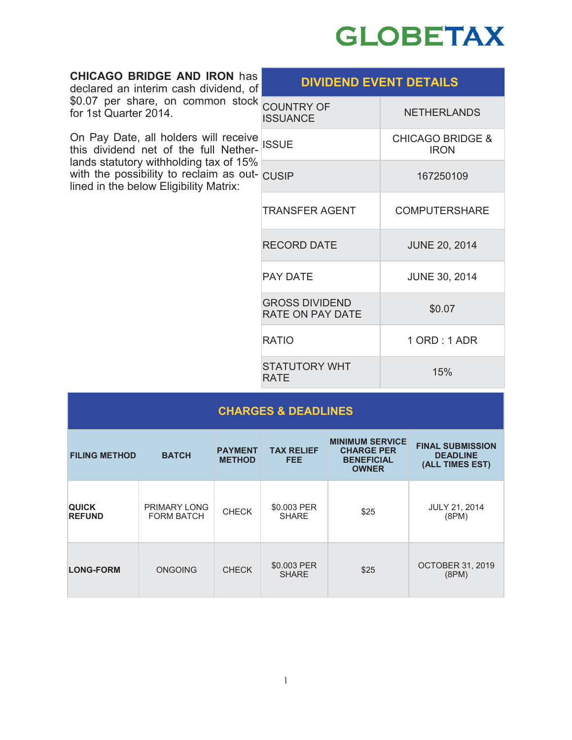**CHICAGO BRIDGE AND IRON** has declared an interim cash dividend, of $0.07 per share, on common stock for 1st Quarter 2014.

On Pay Date, all holders will receive this dividend net of the full Netherlands statutory withholding tax of 15% with the possibility to reclaim as outlined in the below Eligibility Matrix:

| DIVIDEND EVENT DETAILS | |
|---|---|
| COUNTRY OF ISSUANCE | NETHERLANDS |
| ISSUE | CHICAGO BRIDGE & IRON |
| CUSIP | 167250109 |
| TRANSFER AGENT | COMPUTERSHARE |
| RECORD DATE | JUNE 20, 2014 |
| PAY DATE | JUNE 30, 2014 |
| GROSS DIVIDEND RATE ON PAY DATE | $0.07 |
| RATIO | 1 ORD : 1 ADR |
| STATUTORY WHT RATE | 15% |

## CHARGES & DEADLINES

| FILING METHOD | BATCH | PAYMENT METHOD | TAX RELIEF FEE | MINIMUM SERVICE CHARGE PER BENEFICIAL OWNER | FINAL SUBMISSION DEADLINE (ALL TIMES EST) |
|---|---|---|---|---|---|
| **QUICK REFUND** | PRIMARY LONG FORM BATCH | CHECK | $0.003 PER SHARE | $25 | JULY 21, 2014 (8PM) |
| **LONG-FORM** | ONGOING | CHECK | $0.003 PER SHARE | $25 | OCTOBER 31, 2019 (8PM) |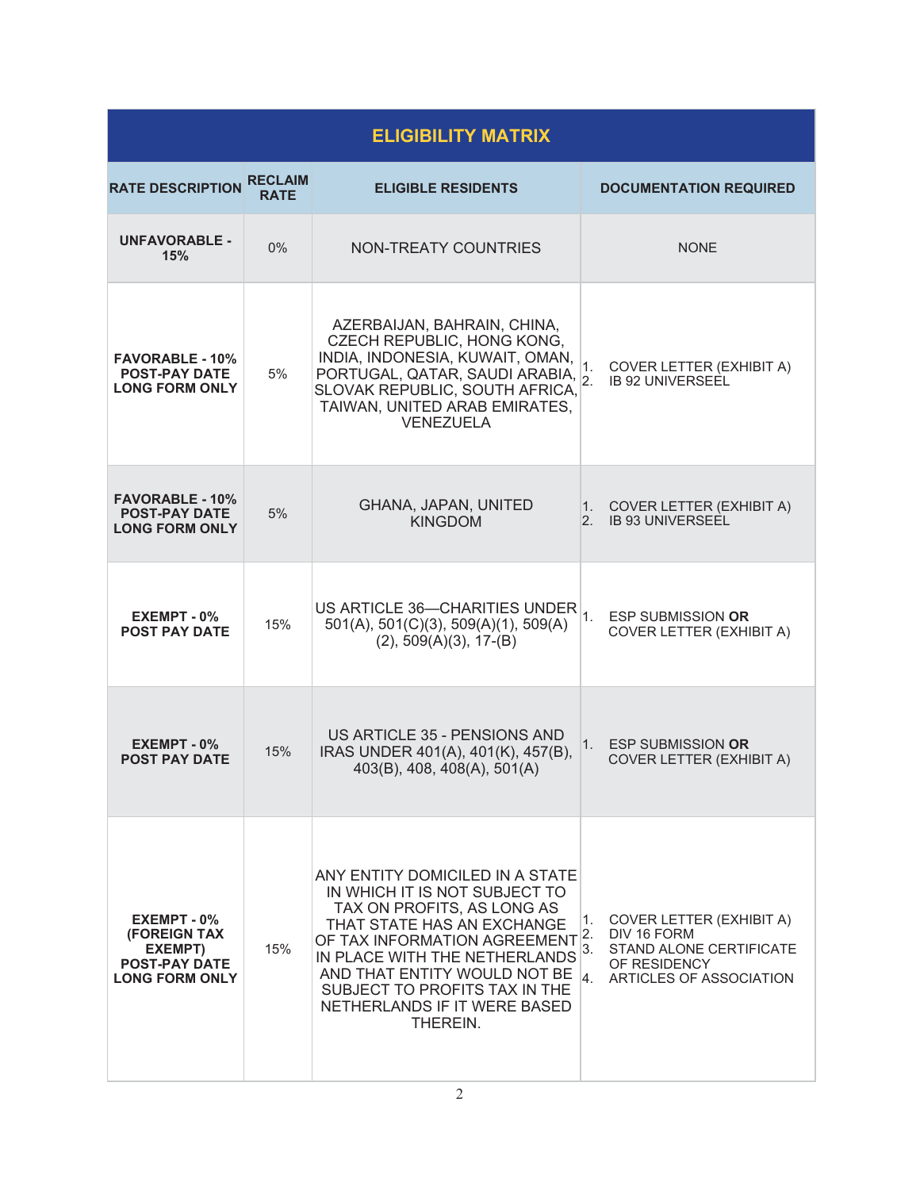## ELIGIBILITY MATRIX

| RATE DESCRIPTION | RECLAIM RATE | ELIGIBLE RESIDENTS | DOCUMENTATION REQUIRED |
|---|---|---|---|
| **UNFAVORABLE - 15%** | 0% | NON-TREATY COUNTRIES | NONE |
| **FAVORABLE - 10% POST-PAY DATE LONG FORM ONLY** | 5% | AZERBAIJAN, BAHRAIN, CHINA, CZECH REPUBLIC, HONG KONG, INDIA, INDONESIA, KUWAIT, OMAN, PORTUGAL, QATAR, SAUDI ARABIA, SLOVAK REPUBLIC, SOUTH AFRICA, TAIWAN, UNITED ARAB EMIRATES, VENEZUELA | 1. COVER LETTER (EXHIBIT A)<br>2. IB 92 UNIVERSEEL |
| **FAVORABLE - 10% POST-PAY DATE LONG FORM ONLY** | 5% | GHANA, JAPAN, UNITED KINGDOM | 1. COVER LETTER (EXHIBIT A)<br>2. IB 93 UNIVERSEEL |
| **EXEMPT - 0% POST PAY DATE** | 15% | US ARTICLE 36—CHARITIES UNDER 501(A), 501(C)(3), 509(A)(1), 509(A)(2), 509(A)(3), 17-(B) | 1. ESP SUBMISSION **OR** COVER LETTER (EXHIBIT A) |
| **EXEMPT - 0% POST PAY DATE** | 15% | US ARTICLE 35 - PENSIONS AND IRAS UNDER 401(A), 401(K), 457(B), 403(B), 408, 408(A), 501(A) | 1. ESP SUBMISSION **OR** COVER LETTER (EXHIBIT A) |
| **EXEMPT - 0% (FOREIGN TAX EXEMPT) POST-PAY DATE LONG FORM ONLY** | 15% | ANY ENTITY DOMICILED IN A STATE IN WHICH IT IS NOT SUBJECT TO TAX ON PROFITS, AS LONG AS THAT STATE HAS AN EXCHANGE OF TAX INFORMATION AGREEMENT IN PLACE WITH THE NETHERLANDS AND THAT ENTITY WOULD NOT BE SUBJECT TO PROFITS TAX IN THE NETHERLANDS IF IT WERE BASED THEREIN. | 1. COVER LETTER (EXHIBIT A)<br>2. DIV 16 FORM<br>3. STAND ALONE CERTIFICATE OF RESIDENCY<br>4. ARTICLES OF ASSOCIATION |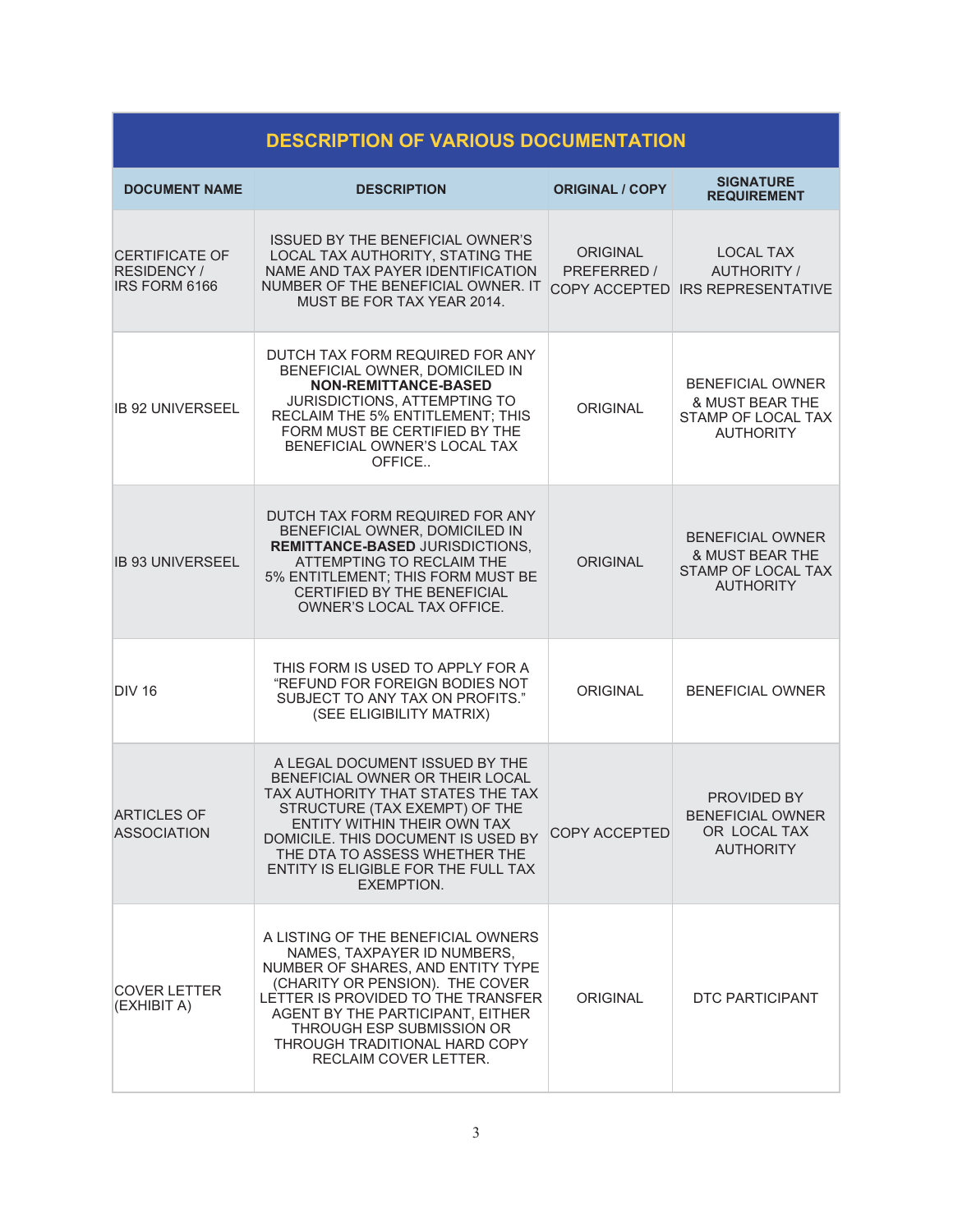| DESCRIPTION OF VARIOUS DOCUMENTATION | | | |
|---|---|---|---|
| **DOCUMENT NAME** | **DESCRIPTION** | **ORIGINAL / COPY** | **SIGNATURE REQUIREMENT** |
| CERTIFICATE OF RESIDENCY / IRS FORM 6166 | ISSUED BY THE BENEFICIAL OWNER'S LOCAL TAX AUTHORITY, STATING THE NAME AND TAX PAYER IDENTIFICATION NUMBER OF THE BENEFICIAL OWNER. IT MUST BE FOR TAX YEAR 2014. | ORIGINAL PREFERRED / COPY ACCEPTED | LOCAL TAX AUTHORITY / IRS REPRESENTATIVE |
| IB 92 UNIVERSEEL | DUTCH TAX FORM REQUIRED FOR ANY BENEFICIAL OWNER, DOMICILED IN **NON-REMITTANCE-BASED** JURISDICTIONS, ATTEMPTING TO RECLAIM THE 5% ENTITLEMENT; THIS FORM MUST BE CERTIFIED BY THE BENEFICIAL OWNER'S LOCAL TAX OFFICE.. | ORIGINAL | BENEFICIAL OWNER & MUST BEAR THE STAMP OF LOCAL TAX AUTHORITY |
| IB 93 UNIVERSEEL | DUTCH TAX FORM REQUIRED FOR ANY BENEFICIAL OWNER, DOMICILED IN **REMITTANCE-BASED** JURISDICTIONS, ATTEMPTING TO RECLAIM THE 5% ENTITLEMENT; THIS FORM MUST BE CERTIFIED BY THE BENEFICIAL OWNER'S LOCAL TAX OFFICE. | ORIGINAL | BENEFICIAL OWNER & MUST BEAR THE STAMP OF LOCAL TAX AUTHORITY |
| DIV 16 | THIS FORM IS USED TO APPLY FOR A "REFUND FOR FOREIGN BODIES NOT SUBJECT TO ANY TAX ON PROFITS." (SEE ELIGIBILITY MATRIX) | ORIGINAL | BENEFICIAL OWNER |
| ARTICLES OF ASSOCIATION | A LEGAL DOCUMENT ISSUED BY THE BENEFICIAL OWNER OR THEIR LOCAL TAX AUTHORITY THAT STATES THE TAX STRUCTURE (TAX EXEMPT) OF THE ENTITY WITHIN THEIR OWN TAX DOMICILE. THIS DOCUMENT IS USED BY THE DTA TO ASSESS WHETHER THE ENTITY IS ELIGIBLE FOR THE FULL TAX EXEMPTION. | COPY ACCEPTED | PROVIDED BY BENEFICIAL OWNER OR LOCAL TAX AUTHORITY |
| COVER LETTER (EXHIBIT A) | A LISTING OF THE BENEFICIAL OWNERS NAMES, TAXPAYER ID NUMBERS, NUMBER OF SHARES, AND ENTITY TYPE (CHARITY OR PENSION). THE COVER LETTER IS PROVIDED TO THE TRANSFER AGENT BY THE PARTICIPANT, EITHER THROUGH ESP SUBMISSION OR THROUGH TRADITIONAL HARD COPY RECLAIM COVER LETTER. | ORIGINAL | DTC PARTICIPANT |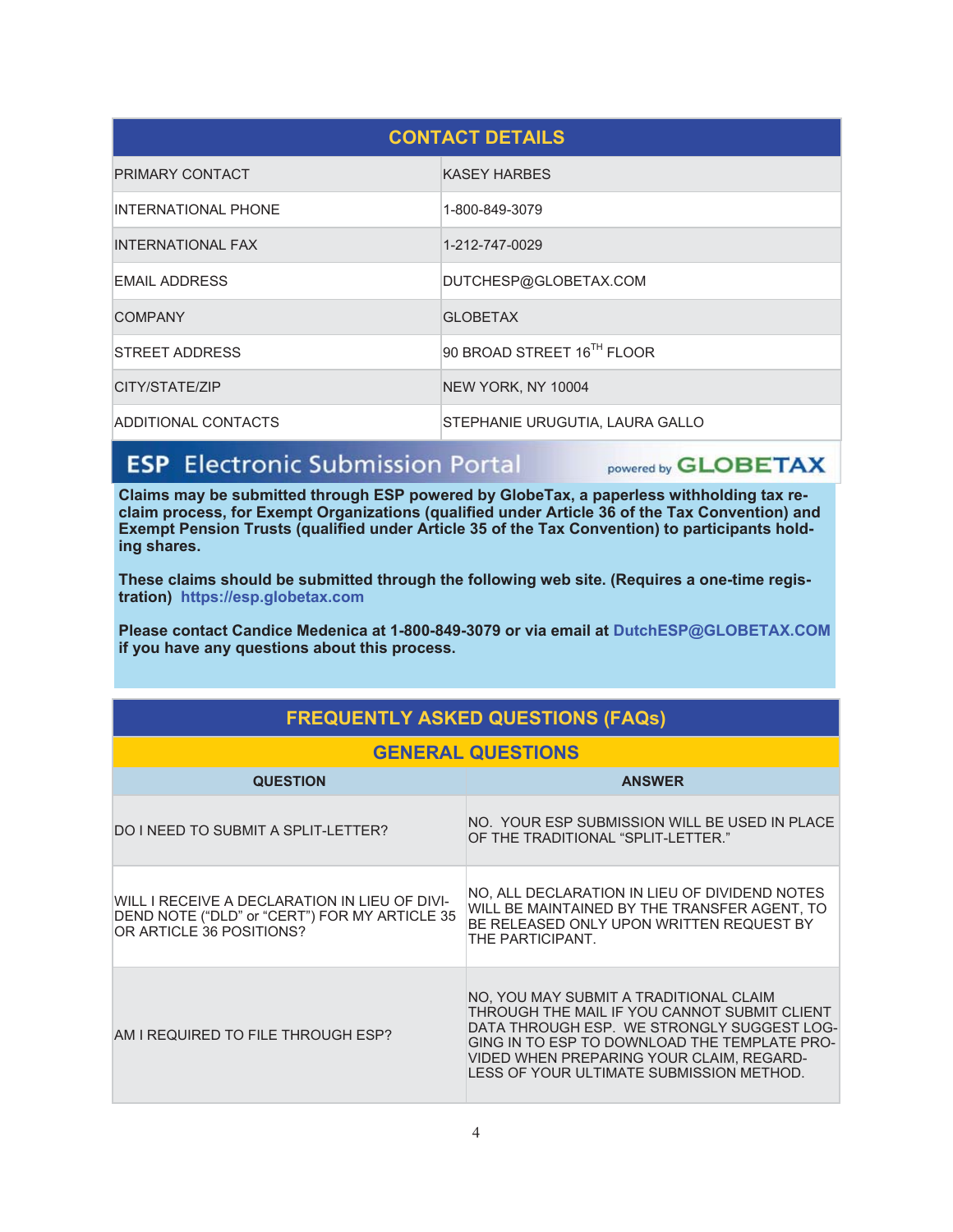| CONTACT DETAILS | |
|---|---|
| PRIMARY CONTACT | KASEY HARBES |
| INTERNATIONAL PHONE | 1-800-849-3079 |
| INTERNATIONAL FAX | 1-212-747-0029 |
| EMAIL ADDRESS | DUTCHESP@GLOBETAX.COM |
| COMPANY | GLOBETAX |
| STREET ADDRESS | 90 BROAD STREET 16TH FLOOR |
| CITY/STATE/ZIP | NEW YORK, NY 10004 |
| ADDITIONAL CONTACTS | STEPHANIE URUGUTIA, LAURA GALLO |

## ESP Electronic Submission Portal powered by GLOBETAX

**Claims may be submitted through ESP powered by GlobeTax, a paperless withholding tax reclaim process, for Exempt Organizations (qualified under Article 36 of the Tax Convention) and Exempt Pension Trusts (qualified under Article 35 of the Tax Convention) to participants holding shares.**

**These claims should be submitted through the following web site. (Requires a one-time registration) https://esp.globetax.com**

**Please contact Candice Medenica at 1-800-849-3079 or via email at DutchESP@GLOBETAX.COM if you have any questions about this process.**

## FREQUENTLY ASKED QUESTIONS (FAQs)

### GENERAL QUESTIONS

| QUESTION | ANSWER |
|---|---|
| DO I NEED TO SUBMIT A SPLIT-LETTER? | NO. YOUR ESP SUBMISSION WILL BE USED IN PLACE OF THE TRADITIONAL "SPLIT-LETTER." |
| WILL I RECEIVE A DECLARATION IN LIEU OF DIVIDEND NOTE ("DLD" or "CERT") FOR MY ARTICLE 35 OR ARTICLE 36 POSITIONS? | NO, ALL DECLARATION IN LIEU OF DIVIDEND NOTES WILL BE MAINTAINED BY THE TRANSFER AGENT, TO BE RELEASED ONLY UPON WRITTEN REQUEST BY THE PARTICIPANT. |
| AM I REQUIRED TO FILE THROUGH ESP? | NO, YOU MAY SUBMIT A TRADITIONAL CLAIM THROUGH THE MAIL IF YOU CANNOT SUBMIT CLIENT DATA THROUGH ESP. WE STRONGLY SUGGEST LOGGING IN TO ESP TO DOWNLOAD THE TEMPLATE PROVIDED WHEN PREPARING YOUR CLAIM, REGARDLESS OF YOUR ULTIMATE SUBMISSION METHOD. |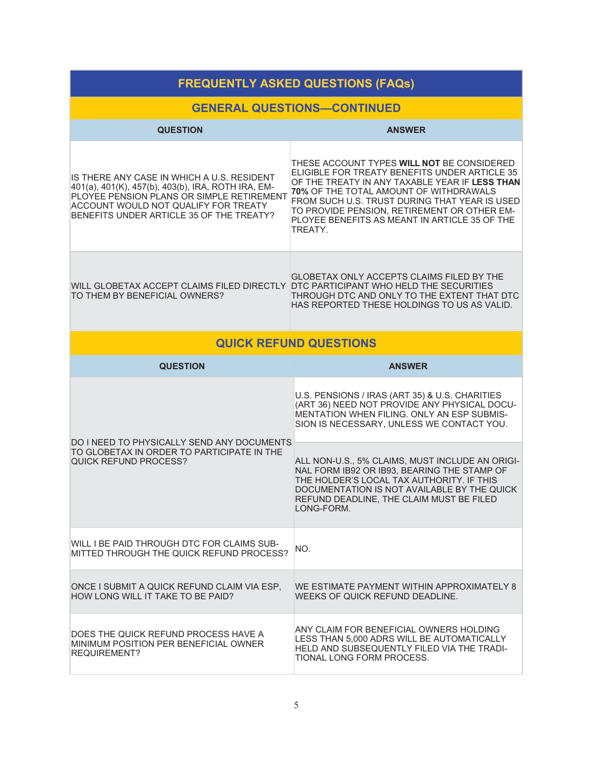# FREQUENTLY ASKED QUESTIONS (FAQs)

## GENERAL QUESTIONS—CONTINUED

| QUESTION | ANSWER |
| --- | --- |
| IS THERE ANY CASE IN WHICH A U.S. RESIDENT 401(a), 401(K), 457(b), 403(b), IRA, ROTH IRA, EMPLOYEE PENSION PLANS OR SIMPLE RETIREMENT ACCOUNT WOULD NOT QUALIFY FOR TREATY BENEFITS UNDER ARTICLE 35 OF THE TREATY? | THESE ACCOUNT TYPES **WILL NOT** BE CONSIDERED ELIGIBLE FOR TREATY BENEFITS UNDER ARTICLE 35 OF THE TREATY IN ANY TAXABLE YEAR IF **LESS THAN 70%** OF THE TOTAL AMOUNT OF WITHDRAWALS FROM SUCH U.S. TRUST DURING THAT YEAR IS USED TO PROVIDE PENSION, RETIREMENT OR OTHER EMPLOYEE BENEFITS AS MEANT IN ARTICLE 35 OF THE TREATY. |
| WILL GLOBETAX ACCEPT CLAIMS FILED DIRECTLY TO THEM BY BENEFICIAL OWNERS? | GLOBETAX ONLY ACCEPTS CLAIMS FILED BY THE DTC PARTICIPANT WHO HELD THE SECURITIES THROUGH DTC AND ONLY TO THE EXTENT THAT DTC HAS REPORTED THESE HOLDINGS TO US AS VALID. |

## QUICK REFUND QUESTIONS

| QUESTION | ANSWER |
| --- | --- |
| DO I NEED TO PHYSICALLY SEND ANY DOCUMENTS TO GLOBETAX IN ORDER TO PARTICIPATE IN THE QUICK REFUND PROCESS? | U.S. PENSIONS / IRAS (ART 35) & U.S. CHARITIES (ART 36) NEED NOT PROVIDE ANY PHYSICAL DOCUMENTATION WHEN FILING. ONLY AN ESP SUBMISSION IS NECESSARY, UNLESS WE CONTACT YOU. |
| | ALL NON-U.S., 5% CLAIMS, MUST INCLUDE AN ORIGINAL FORM IB92 OR IB93, BEARING THE STAMP OF THE HOLDER'S LOCAL TAX AUTHORITY. IF THIS DOCUMENTATION IS NOT AVAILABLE BY THE QUICK REFUND DEADLINE, THE CLAIM MUST BE FILED LONG-FORM. |
| WILL I BE PAID THROUGH DTC FOR CLAIMS SUBMITTED THROUGH THE QUICK REFUND PROCESS? | NO. |
| ONCE I SUBMIT A QUICK REFUND CLAIM VIA ESP, HOW LONG WILL IT TAKE TO BE PAID? | WE ESTIMATE PAYMENT WITHIN APPROXIMATELY 8 WEEKS OF QUICK REFUND DEADLINE. |
| DOES THE QUICK REFUND PROCESS HAVE A MINIMUM POSITION PER BENEFICIAL OWNER REQUIREMENT? | ANY CLAIM FOR BENEFICIAL OWNERS HOLDING LESS THAN 5,000 ADRS WILL BE AUTOMATICALLY HELD AND SUBSEQUENTLY FILED VIA THE TRADITIONAL LONG FORM PROCESS. |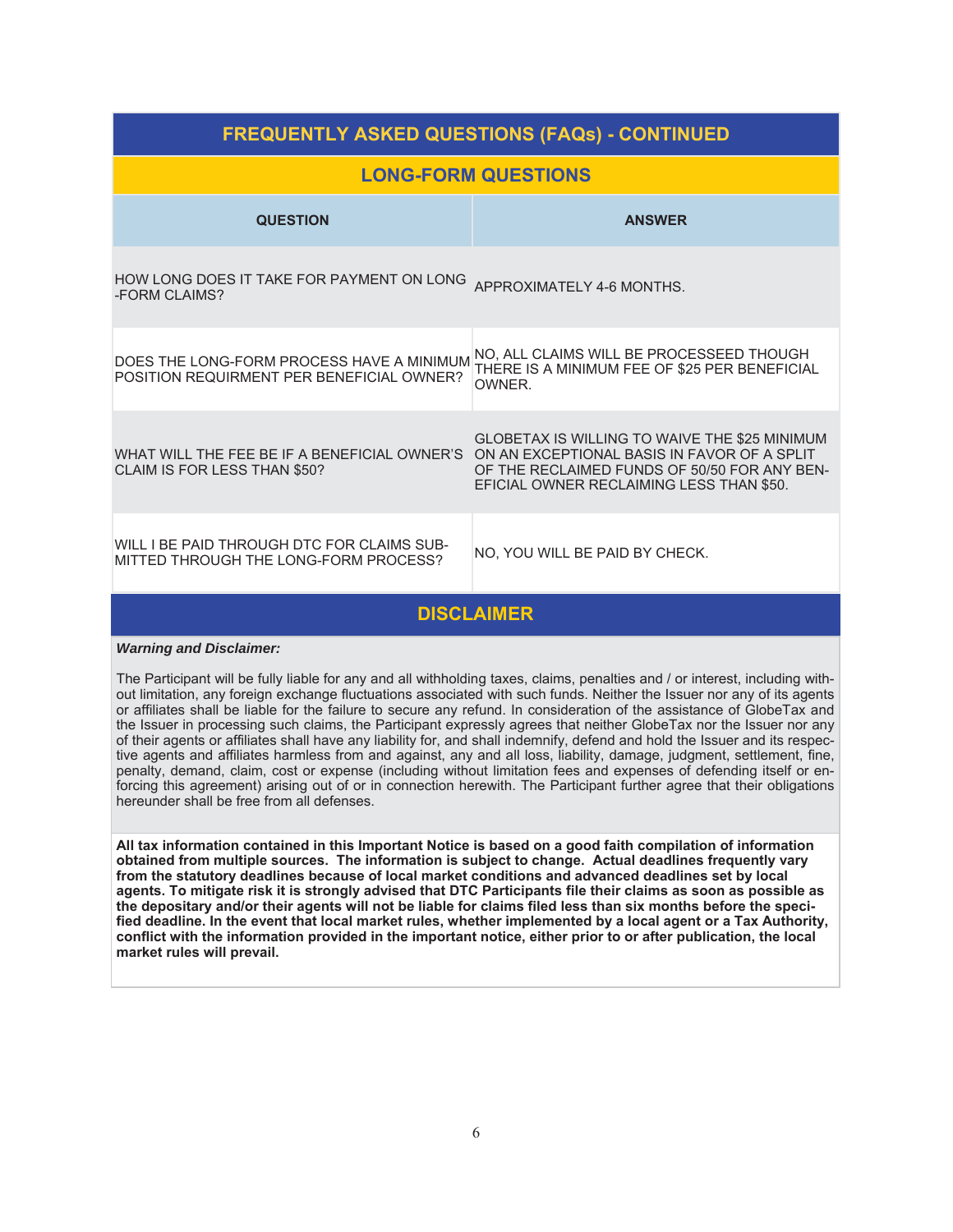# FREQUENTLY ASKED QUESTIONS (FAQs) - CONTINUED

## LONG-FORM QUESTIONS

| QUESTION | ANSWER |
|---|---|
| HOW LONG DOES IT TAKE FOR PAYMENT ON LONG-FORM CLAIMS? | APPROXIMATELY 4-6 MONTHS. |
| DOES THE LONG-FORM PROCESS HAVE A MINIMUM POSITION REQUIRMENT PER BENEFICIAL OWNER? | NO, ALL CLAIMS WILL BE PROCESSEED THOUGH THERE IS A MINIMUM FEE OF $25 PER BENEFICIAL OWNER. |
| WHAT WILL THE FEE BE IF A BENEFICIAL OWNER'S CLAIM IS FOR LESS THAN $50? | GLOBETAX IS WILLING TO WAIVE THE $25 MINIMUM ON AN EXCEPTIONAL BASIS IN FAVOR OF A SPLIT OF THE RECLAIMED FUNDS OF 50/50 FOR ANY BENEFICIAL OWNER RECLAIMING LESS THAN $50. |
| WILL I BE PAID THROUGH DTC FOR CLAIMS SUBMITTED THROUGH THE LONG-FORM PROCESS? | NO, YOU WILL BE PAID BY CHECK. |

## DISCLAIMER

***Warning and Disclaimer:***

The Participant will be fully liable for any and all withholding taxes, claims, penalties and / or interest, including without limitation, any foreign exchange fluctuations associated with such funds. Neither the Issuer nor any of its agents or affiliates shall be liable for the failure to secure any refund. In consideration of the assistance of GlobeTax and the Issuer in processing such claims, the Participant expressly agrees that neither GlobeTax nor the Issuer nor any of their agents or affiliates shall have any liability for, and shall indemnify, defend and hold the Issuer and its respective agents and affiliates harmless from and against, any and all loss, liability, damage, judgment, settlement, fine, penalty, demand, claim, cost or expense (including without limitation fees and expenses of defending itself or enforcing this agreement) arising out of or in connection herewith. The Participant further agree that their obligations hereunder shall be free from all defenses.

**All tax information contained in this Important Notice is based on a good faith compilation of information obtained from multiple sources. The information is subject to change. Actual deadlines frequently vary from the statutory deadlines because of local market conditions and advanced deadlines set by local agents. To mitigate risk it is strongly advised that DTC Participants file their claims as soon as possible as the depositary and/or their agents will not be liable for claims filed less than six months before the specified deadline. In the event that local market rules, whether implemented by a local agent or a Tax Authority, conflict with the information provided in the important notice, either prior to or after publication, the local market rules will prevail.**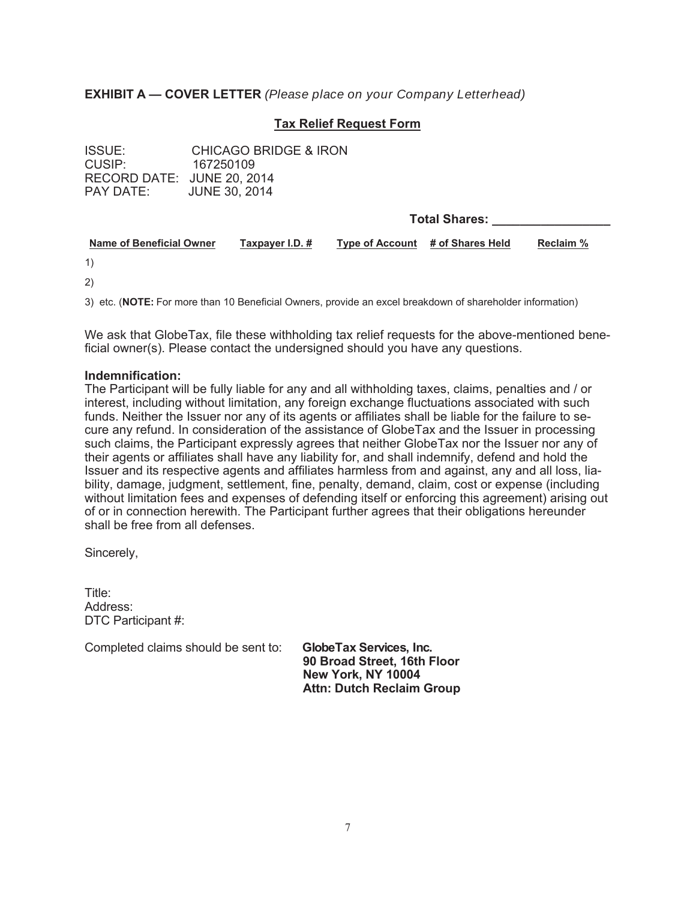**EXHIBIT A — COVER LETTER** *(Please place on your Company Letterhead)*

## Tax Relief Request Form

ISSUE: CHICAGO BRIDGE & IRON
CUSIP: 167250109
RECORD DATE: JUNE 20, 2014
PAY DATE: JUNE 30, 2014

**Total Shares: ________________**

| Name of Beneficial Owner | Taxpayer I.D. # | Type of Account | # of Shares Held | Reclaim % |
|---|---|---|---|---|
| 1) | | | | |
| 2) | | | | |

3) etc. (**NOTE:** For more than 10 Beneficial Owners, provide an excel breakdown of shareholder information)

We ask that GlobeTax, file these withholding tax relief requests for the above-mentioned beneficial owner(s). Please contact the undersigned should you have any questions.

**Indemnification:**
The Participant will be fully liable for any and all withholding taxes, claims, penalties and / or interest, including without limitation, any foreign exchange fluctuations associated with such funds. Neither the Issuer nor any of its agents or affiliates shall be liable for the failure to secure any refund. In consideration of the assistance of GlobeTax and the Issuer in processing such claims, the Participant expressly agrees that neither GlobeTax nor the Issuer nor any of their agents or affiliates shall have any liability for, and shall indemnify, defend and hold the Issuer and its respective agents and affiliates harmless from and against, any and all loss, liability, damage, judgment, settlement, fine, penalty, demand, claim, cost or expense (including without limitation fees and expenses of defending itself or enforcing this agreement) arising out of or in connection herewith. The Participant further agrees that their obligations hereunder shall be free from all defenses.

Sincerely,

Title:
Address:
DTC Participant #:

Completed claims should be sent to: **GlobeTax Services, Inc.**
**90 Broad Street, 16th Floor**
**New York, NY 10004**
**Attn: Dutch Reclaim Group**